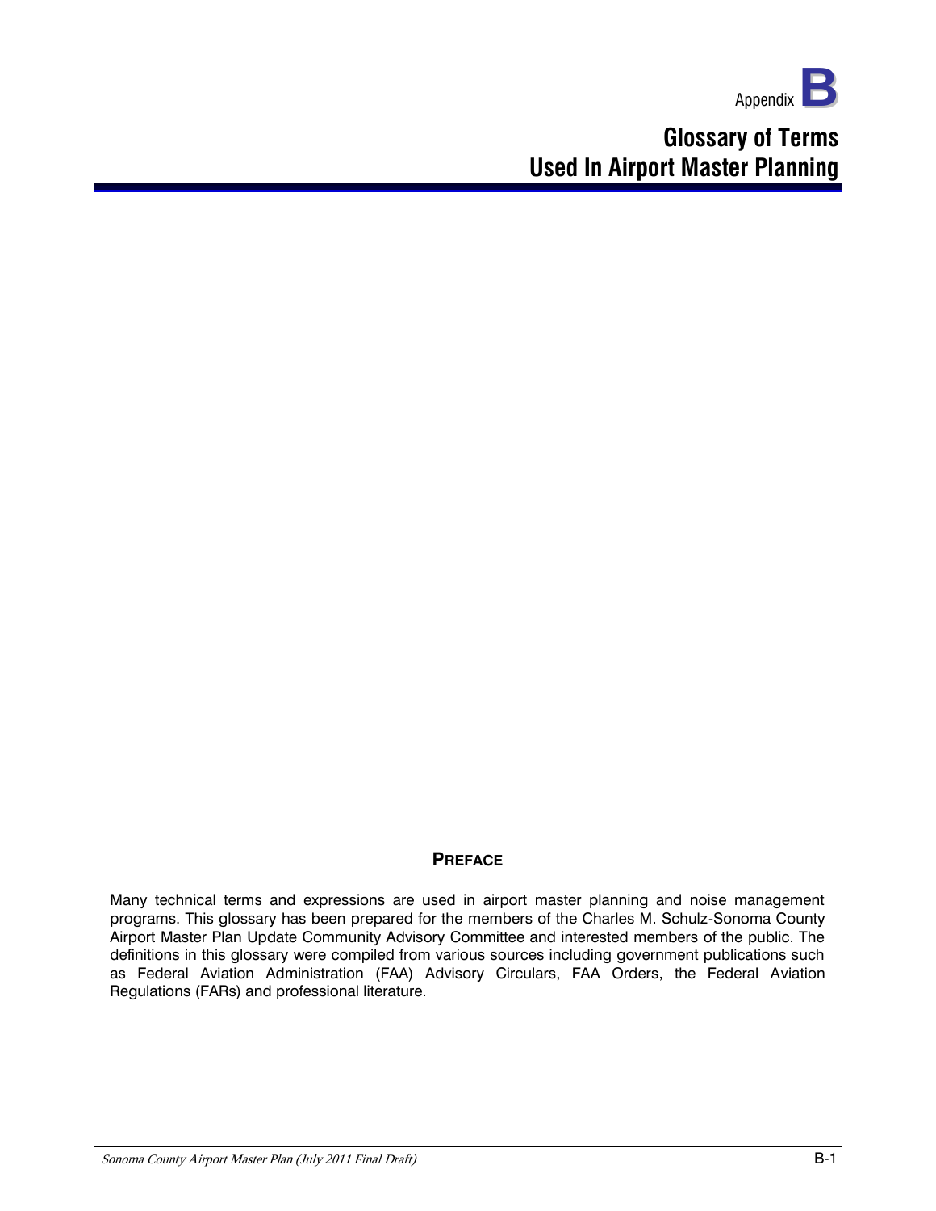Appendix **B**

# Glossary of Terms Used In Airport Master Planning

## PREFACE

Many technical terms and expressions are used in airport master planning and noise management programs. This glossary has been prepared for the members of the Charles M. Schulz-Sonoma County Airport Master Plan Update Community Advisory Committee and interested members of the public. The definitions in this glossary were compiled from various sources including government publications such as Federal Aviation Administration (FAA) Advisory Circulars, FAA Orders, the Federal Aviation Regulations (FARs) and professional literature.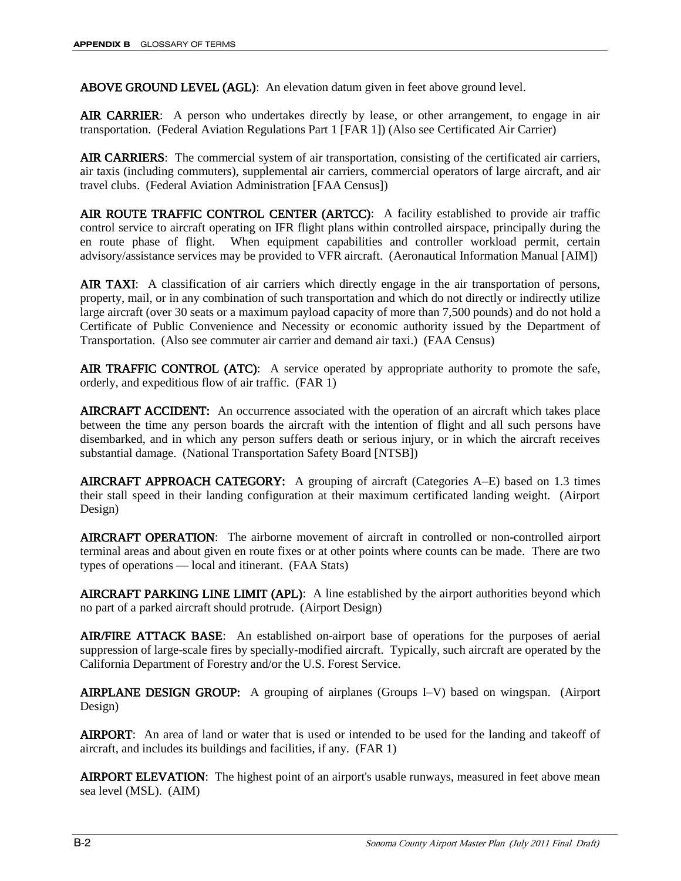**ABOVE GROUND LEVEL (AGL)**: An elevation datum given in feet above ground level.

**AIR CARRIER**: A person who undertakes directly by lease, or other arrangement, to engage in air transportation. (Federal Aviation Regulations Part 1 [FAR 1]) (Also see Certificated Air Carrier)

**AIR CARRIERS**: The commercial system of air transportation, consisting of the certificated air carriers, air taxis (including commuters), supplemental air carriers, commercial operators of large aircraft, and air travel clubs. (Federal Aviation Administration [FAA Census])

**AIR ROUTE TRAFFIC CONTROL CENTER (ARTCC)**: A facility established to provide air traffic control service to aircraft operating on IFR flight plans within controlled airspace, principally during the en route phase of flight. When equipment capabilities and controller workload permit, certain advisory/assistance services may be provided to VFR aircraft. (Aeronautical Information Manual [AIM])

**AIR TAXI**: A classification of air carriers which directly engage in the air transportation of persons, property, mail, or in any combination of such transportation and which do not directly or indirectly utilize large aircraft (over 30 seats or a maximum payload capacity of more than 7,500 pounds) and do not hold a Certificate of Public Convenience and Necessity or economic authority issued by the Department of Transportation. (Also see commuter air carrier and demand air taxi.) (FAA Census)

**AIR TRAFFIC CONTROL (ATC)**: A service operated by appropriate authority to promote the safe, orderly, and expeditious flow of air traffic. (FAR 1)

**AIRCRAFT ACCIDENT:** An occurrence associated with the operation of an aircraft which takes place between the time any person boards the aircraft with the intention of flight and all such persons have disembarked, and in which any person suffers death or serious injury, or in which the aircraft receives substantial damage. (National Transportation Safety Board [NTSB])

**AIRCRAFT APPROACH CATEGORY:** A grouping of aircraft (Categories A–E) based on 1.3 times their stall speed in their landing configuration at their maximum certificated landing weight. (Airport Design)

**AIRCRAFT OPERATION**: The airborne movement of aircraft in controlled or non-controlled airport terminal areas and about given en route fixes or at other points where counts can be made. There are two types of operations — local and itinerant. (FAA Stats)

**AIRCRAFT PARKING LINE LIMIT (APL)**: A line established by the airport authorities beyond which no part of a parked aircraft should protrude. (Airport Design)

**AIR/FIRE ATTACK BASE**: An established on-airport base of operations for the purposes of aerial suppression of large-scale fires by specially-modified aircraft. Typically, such aircraft are operated by the California Department of Forestry and/or the U.S. Forest Service.

**AIRPLANE DESIGN GROUP:** A grouping of airplanes (Groups I–V) based on wingspan. (Airport Design)

**AIRPORT**: An area of land or water that is used or intended to be used for the landing and takeoff of aircraft, and includes its buildings and facilities, if any. (FAR 1)

**AIRPORT ELEVATION**: The highest point of an airport's usable runways, measured in feet above mean sea level (MSL). (AIM)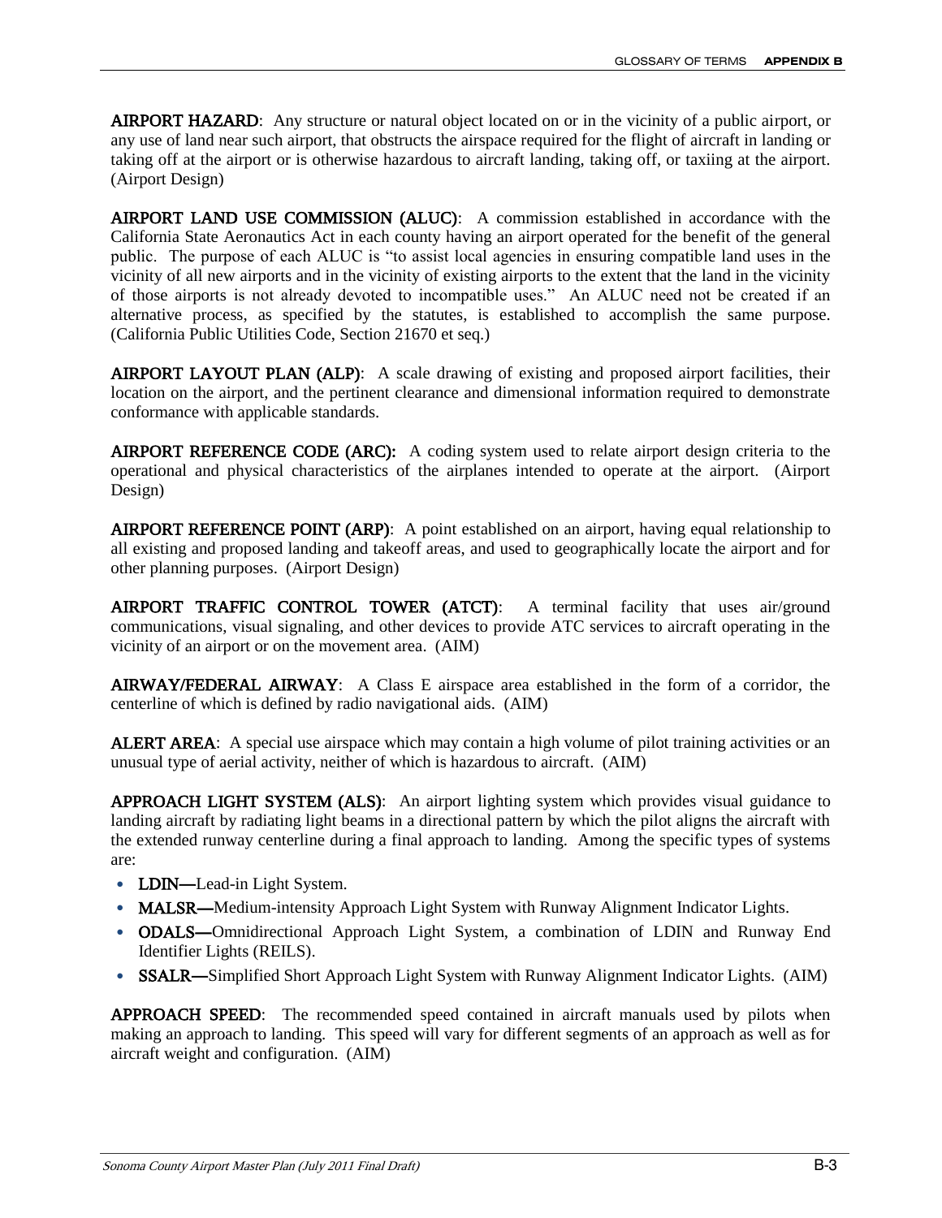**AIRPORT HAZARD**: Any structure or natural object located on or in the vicinity of a public airport, or any use of land near such airport, that obstructs the airspace required for the flight of aircraft in landing or taking off at the airport or is otherwise hazardous to aircraft landing, taking off, or taxiing at the airport. (Airport Design)

**AIRPORT LAND USE COMMISSION (ALUC)**: A commission established in accordance with the California State Aeronautics Act in each county having an airport operated for the benefit of the general public. The purpose of each ALUC is "to assist local agencies in ensuring compatible land uses in the vicinity of all new airports and in the vicinity of existing airports to the extent that the land in the vicinity of those airports is not already devoted to incompatible uses." An ALUC need not be created if an alternative process, as specified by the statutes, is established to accomplish the same purpose. (California Public Utilities Code, Section 21670 et seq.)

**AIRPORT LAYOUT PLAN (ALP)**: A scale drawing of existing and proposed airport facilities, their location on the airport, and the pertinent clearance and dimensional information required to demonstrate conformance with applicable standards.

**AIRPORT REFERENCE CODE (ARC):** A coding system used to relate airport design criteria to the operational and physical characteristics of the airplanes intended to operate at the airport. (Airport Design)

**AIRPORT REFERENCE POINT (ARP)**: A point established on an airport, having equal relationship to all existing and proposed landing and takeoff areas, and used to geographically locate the airport and for other planning purposes. (Airport Design)

**AIRPORT TRAFFIC CONTROL TOWER (ATCT)**: A terminal facility that uses air/ground communications, visual signaling, and other devices to provide ATC services to aircraft operating in the vicinity of an airport or on the movement area. (AIM)

**AIRWAY/FEDERAL AIRWAY**: A Class E airspace area established in the form of a corridor, the centerline of which is defined by radio navigational aids. (AIM)

**ALERT AREA**: A special use airspace which may contain a high volume of pilot training activities or an unusual type of aerial activity, neither of which is hazardous to aircraft. (AIM)

**APPROACH LIGHT SYSTEM (ALS)**: An airport lighting system which provides visual guidance to landing aircraft by radiating light beams in a directional pattern by which the pilot aligns the aircraft with the extended runway centerline during a final approach to landing. Among the specific types of systems are:

- **LDIN—**Lead-in Light System.
- **MALSR—**Medium-intensity Approach Light System with Runway Alignment Indicator Lights.
- **ODALS—**Omnidirectional Approach Light System, a combination of LDIN and Runway End Identifier Lights (REILS).
- **SSALR—**Simplified Short Approach Light System with Runway Alignment Indicator Lights. (AIM)

**APPROACH SPEED**: The recommended speed contained in aircraft manuals used by pilots when making an approach to landing. This speed will vary for different segments of an approach as well as for aircraft weight and configuration. (AIM)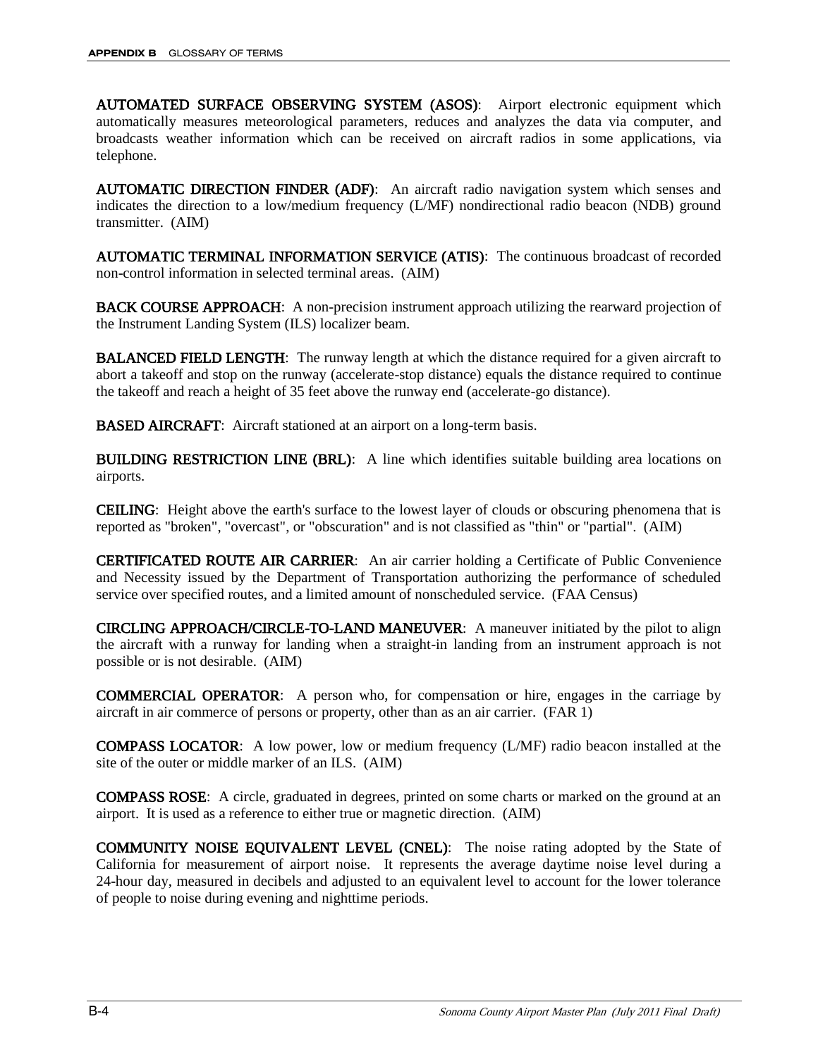**AUTOMATED SURFACE OBSERVING SYSTEM (ASOS)**: Airport electronic equipment which automatically measures meteorological parameters, reduces and analyzes the data via computer, and broadcasts weather information which can be received on aircraft radios in some applications, via telephone.

**AUTOMATIC DIRECTION FINDER (ADF)**: An aircraft radio navigation system which senses and indicates the direction to a low/medium frequency (L/MF) nondirectional radio beacon (NDB) ground transmitter. (AIM)

**AUTOMATIC TERMINAL INFORMATION SERVICE (ATIS)**: The continuous broadcast of recorded non-control information in selected terminal areas. (AIM)

**BACK COURSE APPROACH**: A non-precision instrument approach utilizing the rearward projection of the Instrument Landing System (ILS) localizer beam.

**BALANCED FIELD LENGTH**: The runway length at which the distance required for a given aircraft to abort a takeoff and stop on the runway (accelerate-stop distance) equals the distance required to continue the takeoff and reach a height of 35 feet above the runway end (accelerate-go distance).

**BASED AIRCRAFT**: Aircraft stationed at an airport on a long-term basis.

**BUILDING RESTRICTION LINE (BRL)**: A line which identifies suitable building area locations on airports.

**CEILING**: Height above the earth's surface to the lowest layer of clouds or obscuring phenomena that is reported as "broken", "overcast", or "obscuration" and is not classified as "thin" or "partial". (AIM)

**CERTIFICATED ROUTE AIR CARRIER**: An air carrier holding a Certificate of Public Convenience and Necessity issued by the Department of Transportation authorizing the performance of scheduled service over specified routes, and a limited amount of nonscheduled service. (FAA Census)

**CIRCLING APPROACH/CIRCLE-TO-LAND MANEUVER**: A maneuver initiated by the pilot to align the aircraft with a runway for landing when a straight-in landing from an instrument approach is not possible or is not desirable. (AIM)

**COMMERCIAL OPERATOR**: A person who, for compensation or hire, engages in the carriage by aircraft in air commerce of persons or property, other than as an air carrier. (FAR 1)

**COMPASS LOCATOR**: A low power, low or medium frequency (L/MF) radio beacon installed at the site of the outer or middle marker of an ILS. (AIM)

**COMPASS ROSE**: A circle, graduated in degrees, printed on some charts or marked on the ground at an airport. It is used as a reference to either true or magnetic direction. (AIM)

**COMMUNITY NOISE EQUIVALENT LEVEL (CNEL)**: The noise rating adopted by the State of California for measurement of airport noise. It represents the average daytime noise level during a 24-hour day, measured in decibels and adjusted to an equivalent level to account for the lower tolerance of people to noise during evening and nighttime periods.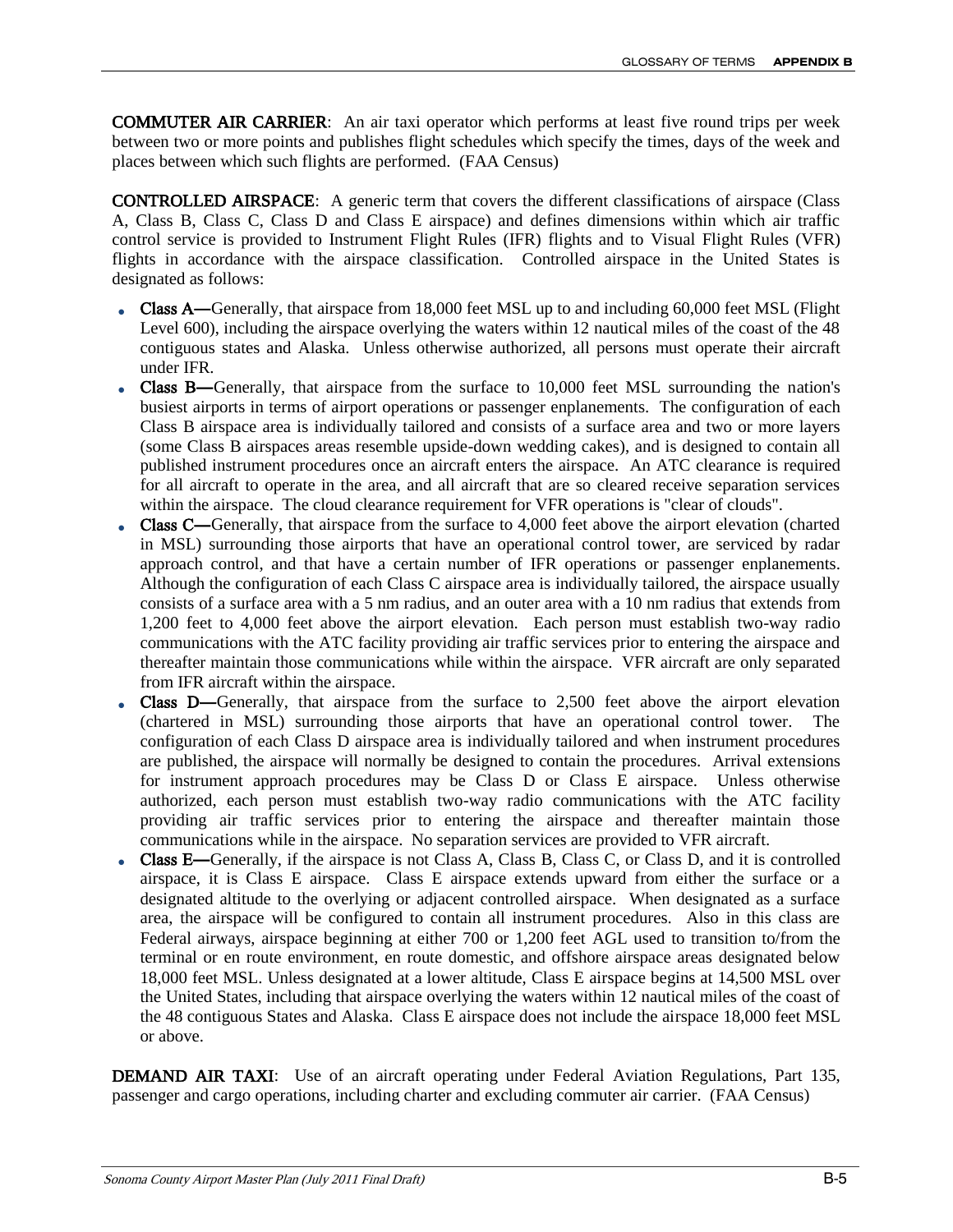**COMMUTER AIR CARRIER**: An air taxi operator which performs at least five round trips per week between two or more points and publishes flight schedules which specify the times, days of the week and places between which such flights are performed. (FAA Census)

**CONTROLLED AIRSPACE**: A generic term that covers the different classifications of airspace (Class A, Class B, Class C, Class D and Class E airspace) and defines dimensions within which air traffic control service is provided to Instrument Flight Rules (IFR) flights and to Visual Flight Rules (VFR) flights in accordance with the airspace classification. Controlled airspace in the United States is designated as follows:

- **Class A—**Generally, that airspace from 18,000 feet MSL up to and including 60,000 feet MSL (Flight Level 600), including the airspace overlying the waters within 12 nautical miles of the coast of the 48 contiguous states and Alaska. Unless otherwise authorized, all persons must operate their aircraft under IFR.
- **Class B—**Generally, that airspace from the surface to 10,000 feet MSL surrounding the nation's busiest airports in terms of airport operations or passenger enplanements. The configuration of each Class B airspace area is individually tailored and consists of a surface area and two or more layers (some Class B airspaces areas resemble upside-down wedding cakes), and is designed to contain all published instrument procedures once an aircraft enters the airspace. An ATC clearance is required for all aircraft to operate in the area, and all aircraft that are so cleared receive separation services within the airspace. The cloud clearance requirement for VFR operations is "clear of clouds".
- **Class C—**Generally, that airspace from the surface to 4,000 feet above the airport elevation (charted in MSL) surrounding those airports that have an operational control tower, are serviced by radar approach control, and that have a certain number of IFR operations or passenger enplanements. Although the configuration of each Class C airspace area is individually tailored, the airspace usually consists of a surface area with a 5 nm radius, and an outer area with a 10 nm radius that extends from 1,200 feet to 4,000 feet above the airport elevation. Each person must establish two-way radio communications with the ATC facility providing air traffic services prior to entering the airspace and thereafter maintain those communications while within the airspace. VFR aircraft are only separated from IFR aircraft within the airspace.
- **Class D—**Generally, that airspace from the surface to 2,500 feet above the airport elevation (chartered in MSL) surrounding those airports that have an operational control tower. The configuration of each Class D airspace area is individually tailored and when instrument procedures are published, the airspace will normally be designed to contain the procedures. Arrival extensions for instrument approach procedures may be Class D or Class E airspace. Unless otherwise authorized, each person must establish two-way radio communications with the ATC facility providing air traffic services prior to entering the airspace and thereafter maintain those communications while in the airspace. No separation services are provided to VFR aircraft.
- **Class E—**Generally, if the airspace is not Class A, Class B, Class C, or Class D, and it is controlled airspace, it is Class E airspace. Class E airspace extends upward from either the surface or a designated altitude to the overlying or adjacent controlled airspace. When designated as a surface area, the airspace will be configured to contain all instrument procedures. Also in this class are Federal airways, airspace beginning at either 700 or 1,200 feet AGL used to transition to/from the terminal or en route environment, en route domestic, and offshore airspace areas designated below 18,000 feet MSL. Unless designated at a lower altitude, Class E airspace begins at 14,500 MSL over the United States, including that airspace overlying the waters within 12 nautical miles of the coast of the 48 contiguous States and Alaska. Class E airspace does not include the airspace 18,000 feet MSL or above.

**DEMAND AIR TAXI**: Use of an aircraft operating under Federal Aviation Regulations, Part 135, passenger and cargo operations, including charter and excluding commuter air carrier. (FAA Census)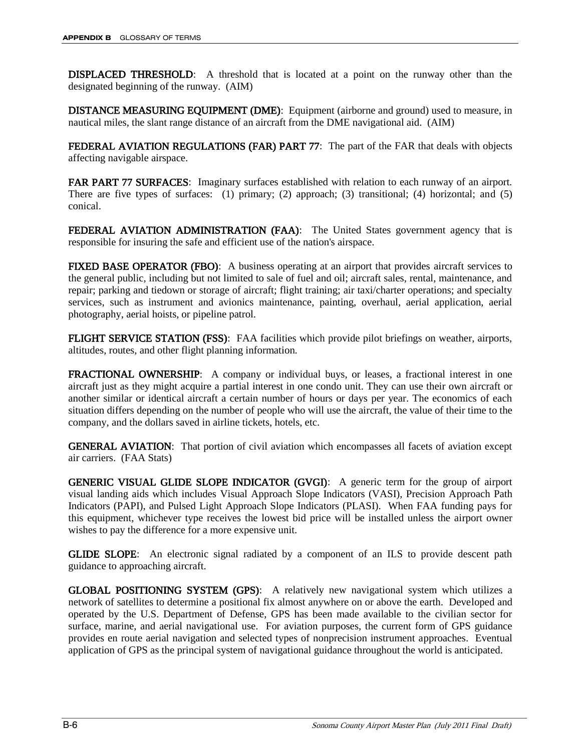**DISPLACED THRESHOLD**: A threshold that is located at a point on the runway other than the designated beginning of the runway. (AIM)

**DISTANCE MEASURING EQUIPMENT (DME)**: Equipment (airborne and ground) used to measure, in nautical miles, the slant range distance of an aircraft from the DME navigational aid. (AIM)

**FEDERAL AVIATION REGULATIONS (FAR) PART 77**: The part of the FAR that deals with objects affecting navigable airspace.

**FAR PART 77 SURFACES**: Imaginary surfaces established with relation to each runway of an airport. There are five types of surfaces: (1) primary; (2) approach; (3) transitional; (4) horizontal; and (5) conical.

**FEDERAL AVIATION ADMINISTRATION (FAA)**: The United States government agency that is responsible for insuring the safe and efficient use of the nation's airspace.

**FIXED BASE OPERATOR (FBO)**: A business operating at an airport that provides aircraft services to the general public, including but not limited to sale of fuel and oil; aircraft sales, rental, maintenance, and repair; parking and tiedown or storage of aircraft; flight training; air taxi/charter operations; and specialty services, such as instrument and avionics maintenance, painting, overhaul, aerial application, aerial photography, aerial hoists, or pipeline patrol.

**FLIGHT SERVICE STATION (FSS)**: FAA facilities which provide pilot briefings on weather, airports, altitudes, routes, and other flight planning information.

**FRACTIONAL OWNERSHIP**: A company or individual buys, or leases, a fractional interest in one aircraft just as they might acquire a partial interest in one condo unit. They can use their own aircraft or another similar or identical aircraft a certain number of hours or days per year. The economics of each situation differs depending on the number of people who will use the aircraft, the value of their time to the company, and the dollars saved in airline tickets, hotels, etc.

**GENERAL AVIATION**: That portion of civil aviation which encompasses all facets of aviation except air carriers. (FAA Stats)

**GENERIC VISUAL GLIDE SLOPE INDICATOR (GVGI)**: A generic term for the group of airport visual landing aids which includes Visual Approach Slope Indicators (VASI), Precision Approach Path Indicators (PAPI), and Pulsed Light Approach Slope Indicators (PLASI). When FAA funding pays for this equipment, whichever type receives the lowest bid price will be installed unless the airport owner wishes to pay the difference for a more expensive unit.

**GLIDE SLOPE**: An electronic signal radiated by a component of an ILS to provide descent path guidance to approaching aircraft.

**GLOBAL POSITIONING SYSTEM (GPS)**: A relatively new navigational system which utilizes a network of satellites to determine a positional fix almost anywhere on or above the earth. Developed and operated by the U.S. Department of Defense, GPS has been made available to the civilian sector for surface, marine, and aerial navigational use. For aviation purposes, the current form of GPS guidance provides en route aerial navigation and selected types of nonprecision instrument approaches. Eventual application of GPS as the principal system of navigational guidance throughout the world is anticipated.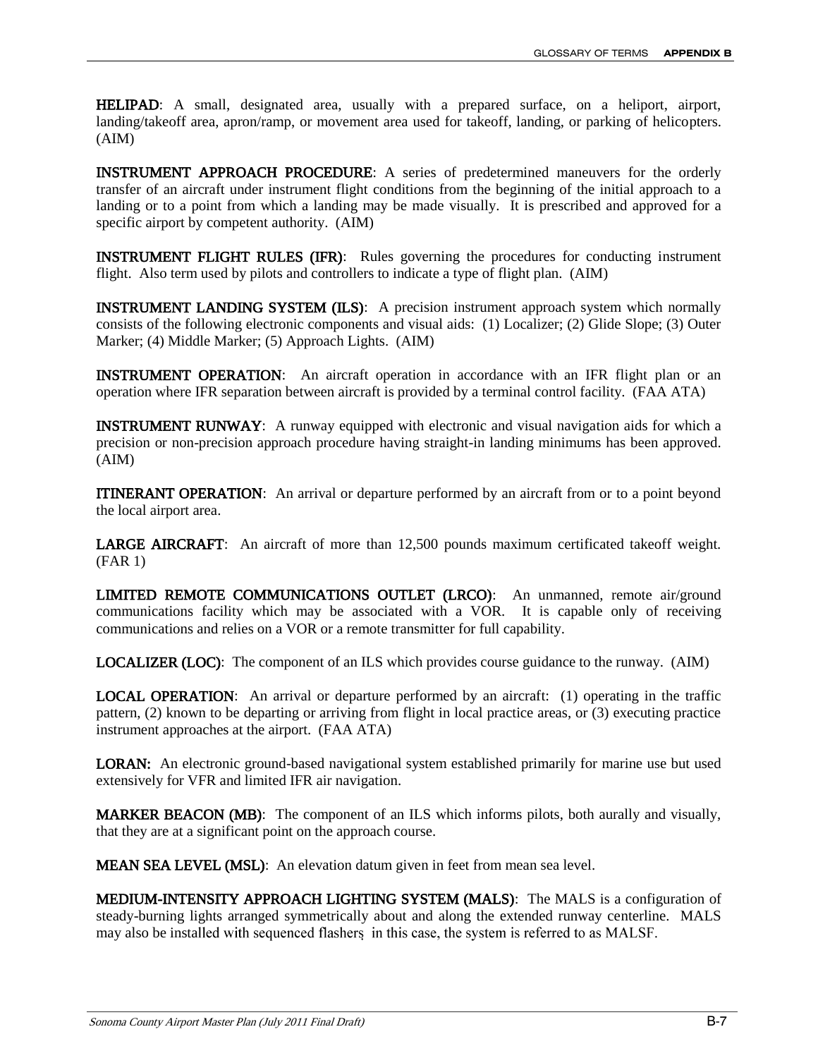**HELIPAD**: A small, designated area, usually with a prepared surface, on a heliport, airport, landing/takeoff area, apron/ramp, or movement area used for takeoff, landing, or parking of helicopters. (AIM)

**INSTRUMENT APPROACH PROCEDURE**: A series of predetermined maneuvers for the orderly transfer of an aircraft under instrument flight conditions from the beginning of the initial approach to a landing or to a point from which a landing may be made visually. It is prescribed and approved for a specific airport by competent authority. (AIM)

**INSTRUMENT FLIGHT RULES (IFR)**: Rules governing the procedures for conducting instrument flight. Also term used by pilots and controllers to indicate a type of flight plan. (AIM)

**INSTRUMENT LANDING SYSTEM (ILS)**: A precision instrument approach system which normally consists of the following electronic components and visual aids: (1) Localizer; (2) Glide Slope; (3) Outer Marker; (4) Middle Marker; (5) Approach Lights. (AIM)

**INSTRUMENT OPERATION**: An aircraft operation in accordance with an IFR flight plan or an operation where IFR separation between aircraft is provided by a terminal control facility. (FAA ATA)

**INSTRUMENT RUNWAY**: A runway equipped with electronic and visual navigation aids for which a precision or non-precision approach procedure having straight-in landing minimums has been approved. (AIM)

**ITINERANT OPERATION**: An arrival or departure performed by an aircraft from or to a point beyond the local airport area.

**LARGE AIRCRAFT**: An aircraft of more than 12,500 pounds maximum certificated takeoff weight. (FAR 1)

**LIMITED REMOTE COMMUNICATIONS OUTLET (LRCO)**: An unmanned, remote air/ground communications facility which may be associated with a VOR. It is capable only of receiving communications and relies on a VOR or a remote transmitter for full capability.

**LOCALIZER (LOC)**: The component of an ILS which provides course guidance to the runway. (AIM)

**LOCAL OPERATION**: An arrival or departure performed by an aircraft: (1) operating in the traffic pattern, (2) known to be departing or arriving from flight in local practice areas, or (3) executing practice instrument approaches at the airport. (FAA ATA)

**LORAN:** An electronic ground-based navigational system established primarily for marine use but used extensively for VFR and limited IFR air navigation.

**MARKER BEACON (MB)**: The component of an ILS which informs pilots, both aurally and visually, that they are at a significant point on the approach course.

**MEAN SEA LEVEL (MSL)**: An elevation datum given in feet from mean sea level.

**MEDIUM-INTENSITY APPROACH LIGHTING SYSTEM (MALS)**: The MALS is a configuration of steady-burning lights arranged symmetrically about and along the extended runway centerline. MALS may also be installed with sequenced flashers, in this case, the system is referred to as MALSF.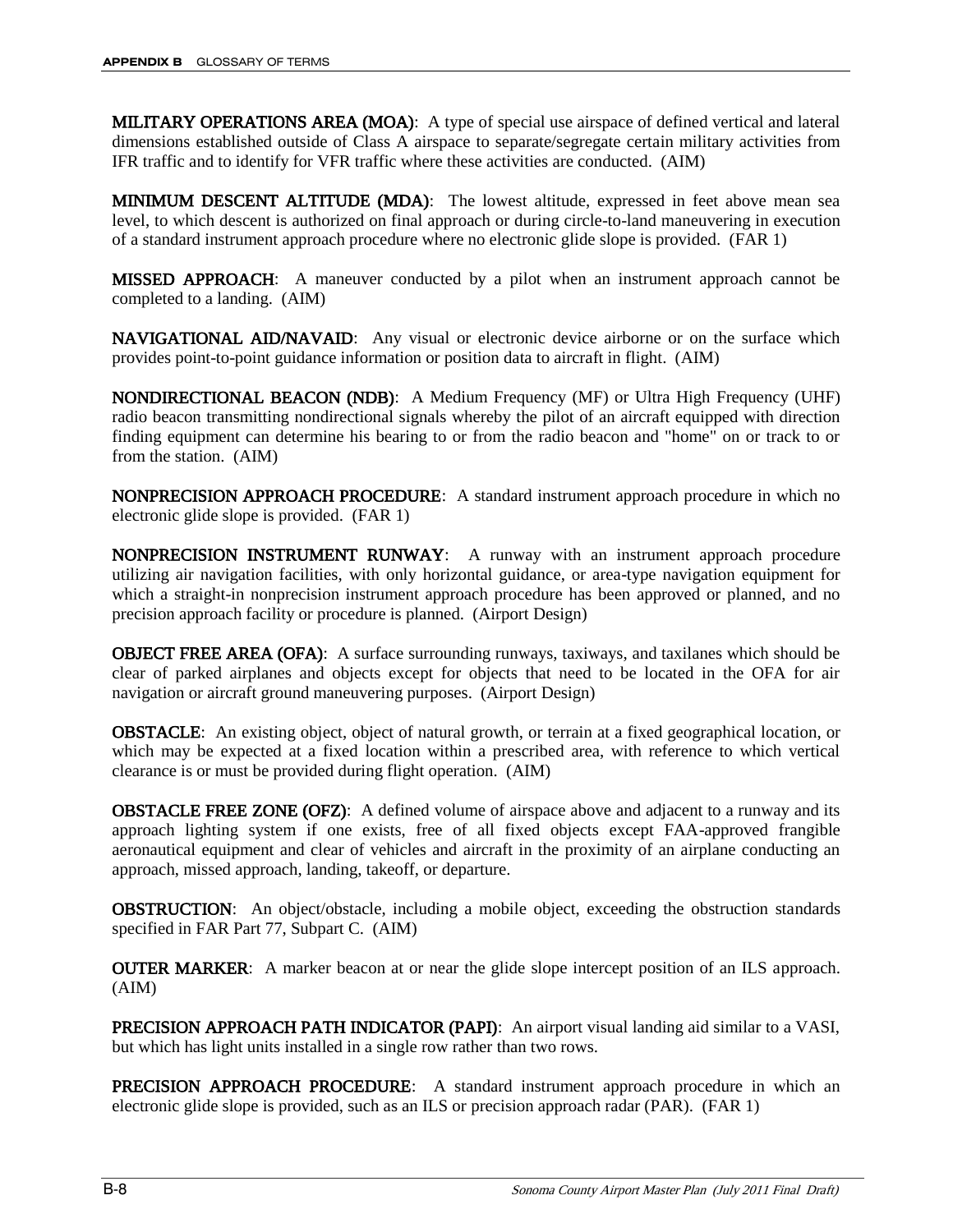**MILITARY OPERATIONS AREA (MOA)**: A type of special use airspace of defined vertical and lateral dimensions established outside of Class A airspace to separate/segregate certain military activities from IFR traffic and to identify for VFR traffic where these activities are conducted. (AIM)

**MINIMUM DESCENT ALTITUDE (MDA)**: The lowest altitude, expressed in feet above mean sea level, to which descent is authorized on final approach or during circle-to-land maneuvering in execution of a standard instrument approach procedure where no electronic glide slope is provided. (FAR 1)

**MISSED APPROACH**: A maneuver conducted by a pilot when an instrument approach cannot be completed to a landing. (AIM)

**NAVIGATIONAL AID/NAVAID**: Any visual or electronic device airborne or on the surface which provides point-to-point guidance information or position data to aircraft in flight. (AIM)

**NONDIRECTIONAL BEACON (NDB)**: A Medium Frequency (MF) or Ultra High Frequency (UHF) radio beacon transmitting nondirectional signals whereby the pilot of an aircraft equipped with direction finding equipment can determine his bearing to or from the radio beacon and "home" on or track to or from the station. (AIM)

**NONPRECISION APPROACH PROCEDURE**: A standard instrument approach procedure in which no electronic glide slope is provided. (FAR 1)

**NONPRECISION INSTRUMENT RUNWAY**: A runway with an instrument approach procedure utilizing air navigation facilities, with only horizontal guidance, or area-type navigation equipment for which a straight-in nonprecision instrument approach procedure has been approved or planned, and no precision approach facility or procedure is planned. (Airport Design)

**OBJECT FREE AREA (OFA)**: A surface surrounding runways, taxiways, and taxilanes which should be clear of parked airplanes and objects except for objects that need to be located in the OFA for air navigation or aircraft ground maneuvering purposes. (Airport Design)

**OBSTACLE**: An existing object, object of natural growth, or terrain at a fixed geographical location, or which may be expected at a fixed location within a prescribed area, with reference to which vertical clearance is or must be provided during flight operation. (AIM)

**OBSTACLE FREE ZONE (OFZ)**: A defined volume of airspace above and adjacent to a runway and its approach lighting system if one exists, free of all fixed objects except FAA-approved frangible aeronautical equipment and clear of vehicles and aircraft in the proximity of an airplane conducting an approach, missed approach, landing, takeoff, or departure.

**OBSTRUCTION**: An object/obstacle, including a mobile object, exceeding the obstruction standards specified in FAR Part 77, Subpart C. (AIM)

**OUTER MARKER**: A marker beacon at or near the glide slope intercept position of an ILS approach. (AIM)

**PRECISION APPROACH PATH INDICATOR (PAPI)**: An airport visual landing aid similar to a VASI, but which has light units installed in a single row rather than two rows.

**PRECISION APPROACH PROCEDURE**: A standard instrument approach procedure in which an electronic glide slope is provided, such as an ILS or precision approach radar (PAR). (FAR 1)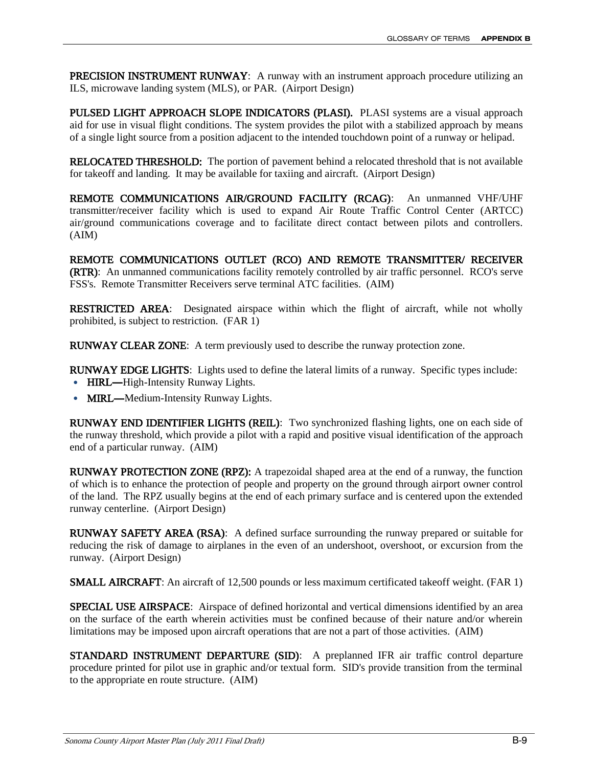**PRECISION INSTRUMENT RUNWAY**: A runway with an instrument approach procedure utilizing an ILS, microwave landing system (MLS), or PAR. (Airport Design)

**PULSED LIGHT APPROACH SLOPE INDICATORS (PLASI).** PLASI systems are a visual approach aid for use in visual flight conditions. The system provides the pilot with a stabilized approach by means of a single light source from a position adjacent to the intended touchdown point of a runway or helipad.

**RELOCATED THRESHOLD:** The portion of pavement behind a relocated threshold that is not available for takeoff and landing. It may be available for taxiing and aircraft. (Airport Design)

**REMOTE COMMUNICATIONS AIR/GROUND FACILITY (RCAG)**: An unmanned VHF/UHF transmitter/receiver facility which is used to expand Air Route Traffic Control Center (ARTCC) air/ground communications coverage and to facilitate direct contact between pilots and controllers. (AIM)

**REMOTE COMMUNICATIONS OUTLET (RCO) AND REMOTE TRANSMITTER/ RECEIVER (RTR)**: An unmanned communications facility remotely controlled by air traffic personnel. RCO's serve FSS's. Remote Transmitter Receivers serve terminal ATC facilities. (AIM)

**RESTRICTED AREA**: Designated airspace within which the flight of aircraft, while not wholly prohibited, is subject to restriction. (FAR 1)

**RUNWAY CLEAR ZONE**: A term previously used to describe the runway protection zone.

**RUNWAY EDGE LIGHTS**: Lights used to define the lateral limits of a runway. Specific types include:

- **HIRL—**High-Intensity Runway Lights.
- **MIRL—**Medium-Intensity Runway Lights.

**RUNWAY END IDENTIFIER LIGHTS (REIL)**: Two synchronized flashing lights, one on each side of the runway threshold, which provide a pilot with a rapid and positive visual identification of the approach end of a particular runway. (AIM)

**RUNWAY PROTECTION ZONE (RPZ):** A trapezoidal shaped area at the end of a runway, the function of which is to enhance the protection of people and property on the ground through airport owner control of the land. The RPZ usually begins at the end of each primary surface and is centered upon the extended runway centerline. (Airport Design)

**RUNWAY SAFETY AREA (RSA)**: A defined surface surrounding the runway prepared or suitable for reducing the risk of damage to airplanes in the even of an undershoot, overshoot, or excursion from the runway. (Airport Design)

**SMALL AIRCRAFT**: An aircraft of 12,500 pounds or less maximum certificated takeoff weight. (FAR 1)

**SPECIAL USE AIRSPACE**: Airspace of defined horizontal and vertical dimensions identified by an area on the surface of the earth wherein activities must be confined because of their nature and/or wherein limitations may be imposed upon aircraft operations that are not a part of those activities. (AIM)

**STANDARD INSTRUMENT DEPARTURE (SID)**: A preplanned IFR air traffic control departure procedure printed for pilot use in graphic and/or textual form. SID's provide transition from the terminal to the appropriate en route structure. (AIM)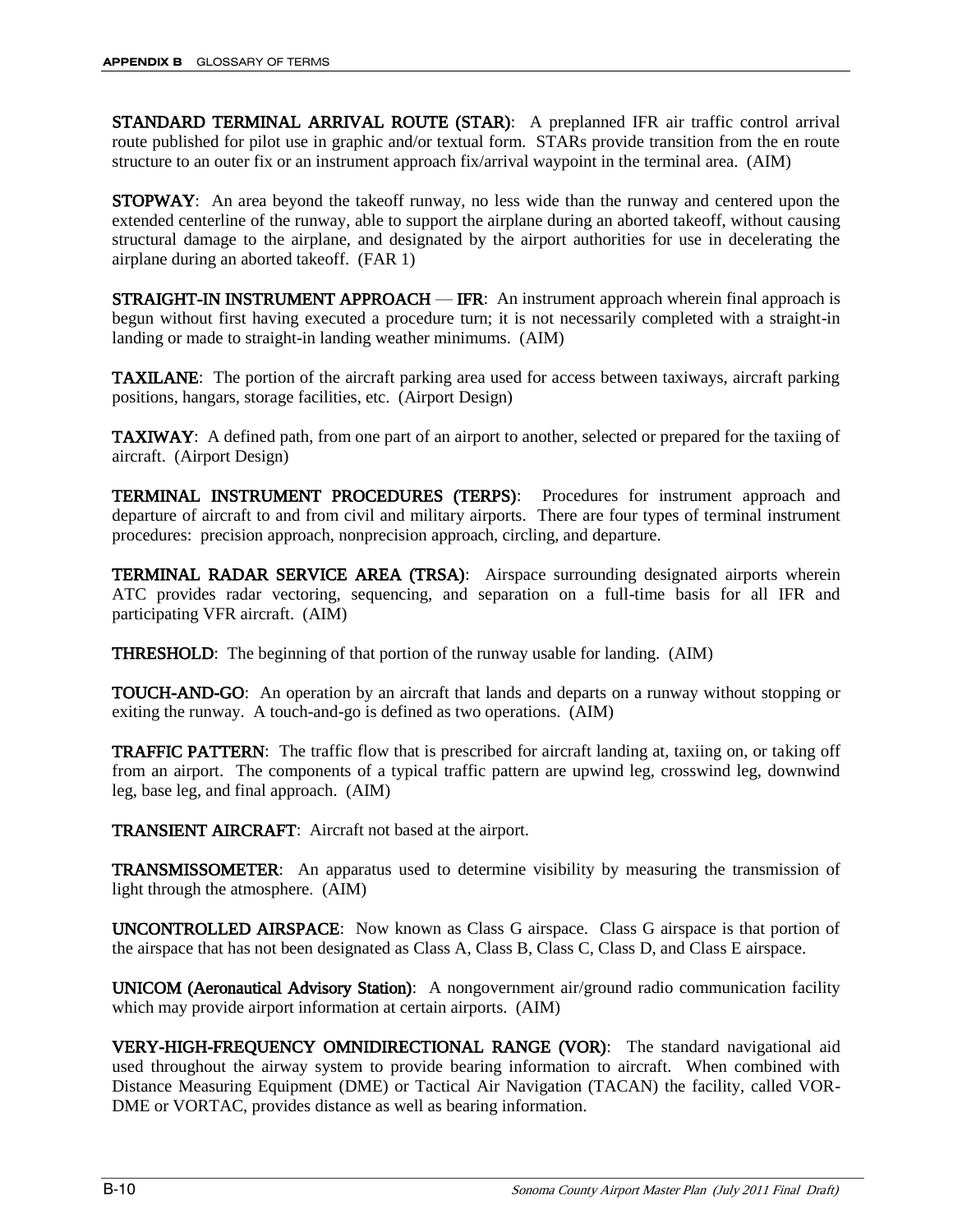**STANDARD TERMINAL ARRIVAL ROUTE (STAR)**: A preplanned IFR air traffic control arrival route published for pilot use in graphic and/or textual form. STARs provide transition from the en route structure to an outer fix or an instrument approach fix/arrival waypoint in the terminal area. (AIM)

**STOPWAY**: An area beyond the takeoff runway, no less wide than the runway and centered upon the extended centerline of the runway, able to support the airplane during an aborted takeoff, without causing structural damage to the airplane, and designated by the airport authorities for use in decelerating the airplane during an aborted takeoff. (FAR 1)

**STRAIGHT-IN INSTRUMENT APPROACH — IFR**: An instrument approach wherein final approach is begun without first having executed a procedure turn; it is not necessarily completed with a straight-in landing or made to straight-in landing weather minimums. (AIM)

**TAXILANE**: The portion of the aircraft parking area used for access between taxiways, aircraft parking positions, hangars, storage facilities, etc. (Airport Design)

**TAXIWAY**: A defined path, from one part of an airport to another, selected or prepared for the taxiing of aircraft. (Airport Design)

**TERMINAL INSTRUMENT PROCEDURES (TERPS)**: Procedures for instrument approach and departure of aircraft to and from civil and military airports. There are four types of terminal instrument procedures: precision approach, nonprecision approach, circling, and departure.

**TERMINAL RADAR SERVICE AREA (TRSA)**: Airspace surrounding designated airports wherein ATC provides radar vectoring, sequencing, and separation on a full-time basis for all IFR and participating VFR aircraft. (AIM)

**THRESHOLD**: The beginning of that portion of the runway usable for landing. (AIM)

**TOUCH-AND-GO**: An operation by an aircraft that lands and departs on a runway without stopping or exiting the runway. A touch-and-go is defined as two operations. (AIM)

**TRAFFIC PATTERN**: The traffic flow that is prescribed for aircraft landing at, taxiing on, or taking off from an airport. The components of a typical traffic pattern are upwind leg, crosswind leg, downwind leg, base leg, and final approach. (AIM)

**TRANSIENT AIRCRAFT**: Aircraft not based at the airport.

**TRANSMISSOMETER**: An apparatus used to determine visibility by measuring the transmission of light through the atmosphere. (AIM)

**UNCONTROLLED AIRSPACE**: Now known as Class G airspace. Class G airspace is that portion of the airspace that has not been designated as Class A, Class B, Class C, Class D, and Class E airspace.

**UNICOM (Aeronautical Advisory Station)**: A nongovernment air/ground radio communication facility which may provide airport information at certain airports. (AIM)

**VERY-HIGH-FREQUENCY OMNIDIRECTIONAL RANGE (VOR)**: The standard navigational aid used throughout the airway system to provide bearing information to aircraft. When combined with Distance Measuring Equipment (DME) or Tactical Air Navigation (TACAN) the facility, called VOR-DME or VORTAC, provides distance as well as bearing information.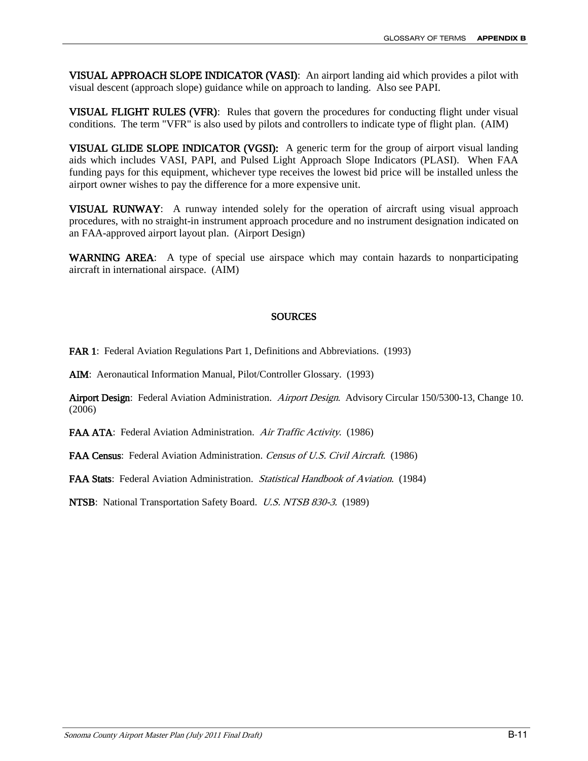**VISUAL APPROACH SLOPE INDICATOR (VASI)**: An airport landing aid which provides a pilot with visual descent (approach slope) guidance while on approach to landing. Also see PAPI.

**VISUAL FLIGHT RULES (VFR)**: Rules that govern the procedures for conducting flight under visual conditions. The term "VFR" is also used by pilots and controllers to indicate type of flight plan. (AIM)

**VISUAL GLIDE SLOPE INDICATOR (VGSI):** A generic term for the group of airport visual landing aids which includes VASI, PAPI, and Pulsed Light Approach Slope Indicators (PLASI). When FAA funding pays for this equipment, whichever type receives the lowest bid price will be installed unless the airport owner wishes to pay the difference for a more expensive unit.

**VISUAL RUNWAY**: A runway intended solely for the operation of aircraft using visual approach procedures, with no straight-in instrument approach procedure and no instrument designation indicated on an FAA-approved airport layout plan. (Airport Design)

**WARNING AREA**: A type of special use airspace which may contain hazards to nonparticipating aircraft in international airspace. (AIM)

## SOURCES

**FAR 1**: Federal Aviation Regulations Part 1, Definitions and Abbreviations. (1993)

**AIM**: Aeronautical Information Manual, Pilot/Controller Glossary. (1993)

**Airport Design**: Federal Aviation Administration. *Airport Design*. Advisory Circular 150/5300-13, Change 10. (2006)

**FAA ATA**: Federal Aviation Administration. *Air Traffic Activity*. (1986)

**FAA Census**: Federal Aviation Administration. *Census of U.S. Civil Aircraft*. (1986)

**FAA Stats**: Federal Aviation Administration. *Statistical Handbook of Aviation*. (1984)

**NTSB**: National Transportation Safety Board. *U.S. NTSB 830-3*. (1989)